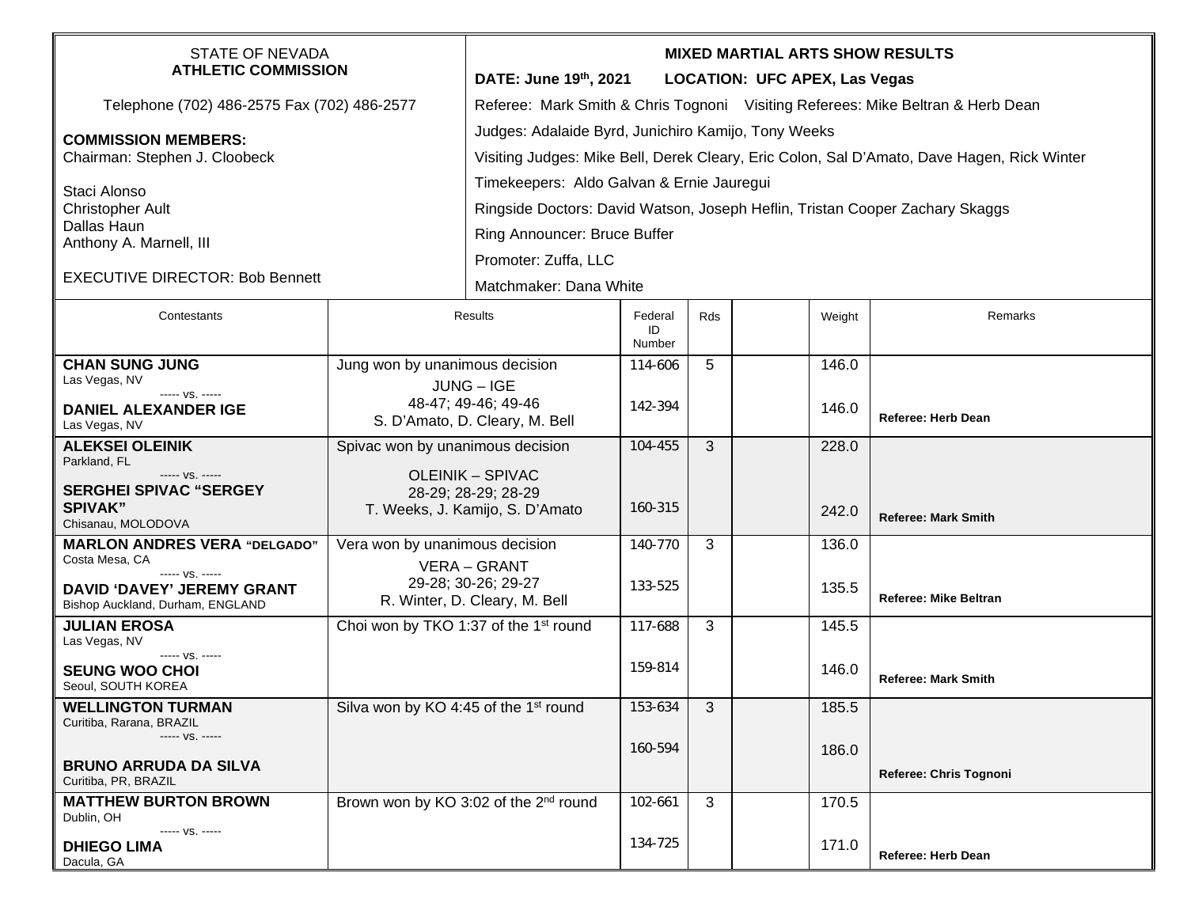STATE OF NEVADA
**ATHLETIC COMMISSION**

Telephone (702) 486-2575 Fax (702) 486-2577

**COMMISSION MEMBERS:**
Chairman: Stephen J. Cloobeck

Staci Alonso
Christopher Ault
Dallas Haun
Anthony A. Marnell, III

EXECUTIVE DIRECTOR: Bob Bennett

**MIXED MARTIAL ARTS SHOW RESULTS**

**DATE: June 19th, 2021 LOCATION: UFC APEX, Las Vegas**

Referee: Mark Smith & Chris Tognoni Visiting Referees: Mike Beltran & Herb Dean

Judges: Adalaide Byrd, Junichiro Kamijo, Tony Weeks

Visiting Judges: Mike Bell, Derek Cleary, Eric Colon, Sal D'Amato, Dave Hagen, Rick Winter

Timekeepers: Aldo Galvan & Ernie Jauregui

Ringside Doctors: David Watson, Joseph Heflin, Tristan Cooper Zachary Skaggs

Ring Announcer: Bruce Buffer

Promoter: Zuffa, LLC

Matchmaker: Dana White

| Contestants | Results | Federal ID Number | Rds | | Weight | Remarks |
|---|---|---|---|---|---|---|
| **CHAN SUNG JUNG** Las Vegas, NV ----- vs. ----- **DANIEL ALEXANDER IGE** Las Vegas, NV | Jung won by unanimous decision JUNG – IGE 48-47; 49-46; 49-46 S. D'Amato, D. Cleary, M. Bell | 114-606 142-394 | 5 | | 146.0 146.0 | **Referee: Herb Dean** |
| **ALEKSEI OLEINIK** Parkland, FL ----- vs. ----- **SERGHEI SPIVAC "SERGEY SPIVAK"** Chisanau, MOLODOVA | Spivac won by unanimous decision OLEINIK – SPIVAC 28-29; 28-29; 28-29 T. Weeks, J. Kamijo, S. D'Amato | 104-455 160-315 | 3 | | 228.0 242.0 | **Referee: Mark Smith** |
| **MARLON ANDRES VERA "DELGADO"** Costa Mesa, CA ----- vs. ----- **DAVID 'DAVEY' JEREMY GRANT** Bishop Auckland, Durham, ENGLAND | Vera won by unanimous decision VERA – GRANT 29-28; 30-26; 29-27 R. Winter, D. Cleary, M. Bell | 140-770 133-525 | 3 | | 136.0 135.5 | **Referee: Mike Beltran** |
| **JULIAN EROSA** Las Vegas, NV ----- vs. ----- **SEUNG WOO CHOI** Seoul, SOUTH KOREA | Choi won by TKO 1:37 of the 1st round | 117-688 159-814 | 3 | | 145.5 146.0 | **Referee: Mark Smith** |
| **WELLINGTON TURMAN** Curitiba, Rarana, BRAZIL ----- vs. ----- **BRUNO ARRUDA DA SILVA** Curitiba, PR, BRAZIL | Silva won by KO 4:45 of the 1st round | 153-634 160-594 | 3 | | 185.5 186.0 | **Referee: Chris Tognoni** |
| **MATTHEW BURTON BROWN** Dublin, OH ----- vs. ----- **DHIEGO LIMA** Dacula, GA | Brown won by KO 3:02 of the 2nd round | 102-661 134-725 | 3 | | 170.5 171.0 | **Referee: Herb Dean** |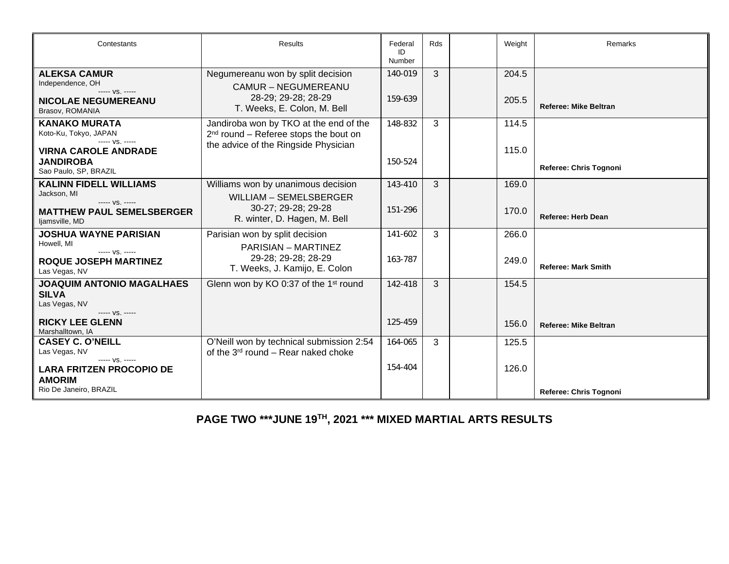| Contestants | Results | Federal ID Number | Rds | | Weight | Remarks |
|---|---|---|---|---|---|---|
| **ALEKSA CAMUR** Independence, OH ----- vs. ----- **NICOLAE NEGUMEREANU** Brasov, ROMANIA | Negumereanu won by split decision CAMUR – NEGUMEREANU 28-29; 29-28; 28-29 T. Weeks, E. Colon, M. Bell | 140-019 159-639 | 3 | | 204.5 205.5 | **Referee: Mike Beltran** |
| **KANAKO MURATA** Koto-Ku, Tokyo, JAPAN ----- vs. ----- **VIRNA CAROLE ANDRADE JANDIROBA** Sao Paulo, SP, BRAZIL | Jandiroba won by TKO at the end of the 2nd round – Referee stops the bout on the advice of the Ringside Physician | 148-832 150-524 | 3 | | 114.5 115.0 | **Referee: Chris Tognoni** |
| **KALINN FIDELL WILLIAMS** Jackson, MI ----- vs. ----- **MATTHEW PAUL SEMELSBERGER** Ijamsville, MD | Williams won by unanimous decision WILLIAM – SEMELSBERGER 30-27; 29-28; 29-28 R. winter, D. Hagen, M. Bell | 143-410 151-296 | 3 | | 169.0 170.0 | **Referee: Herb Dean** |
| **JOSHUA WAYNE PARISIAN** Howell, MI ----- vs. ----- **ROQUE JOSEPH MARTINEZ** Las Vegas, NV | Parisian won by split decision PARISIAN – MARTINEZ 29-28; 29-28; 28-29 T. Weeks, J. Kamijo, E. Colon | 141-602 163-787 | 3 | | 266.0 249.0 | **Referee: Mark Smith** |
| **JOAQUIM ANTONIO MAGALHAES SILVA** Las Vegas, NV ----- vs. ----- **RICKY LEE GLENN** Marshalltown, IA | Glenn won by KO 0:37 of the 1st round | 142-418 125-459 | 3 | | 154.5 156.0 | **Referee: Mike Beltran** |
| **CASEY C. O'NEILL** Las Vegas, NV ----- vs. ----- **LARA FRITZEN PROCOPIO DE AMORIM** Rio De Janeiro, BRAZIL | O'Neill won by technical submission 2:54 of the 3rd round – Rear naked choke | 164-065 154-404 | 3 | | 125.5 126.0 | **Referee: Chris Tognoni** |

**PAGE TWO ***JUNE 19TH, 2021 *** MIXED MARTIAL ARTS RESULTS**